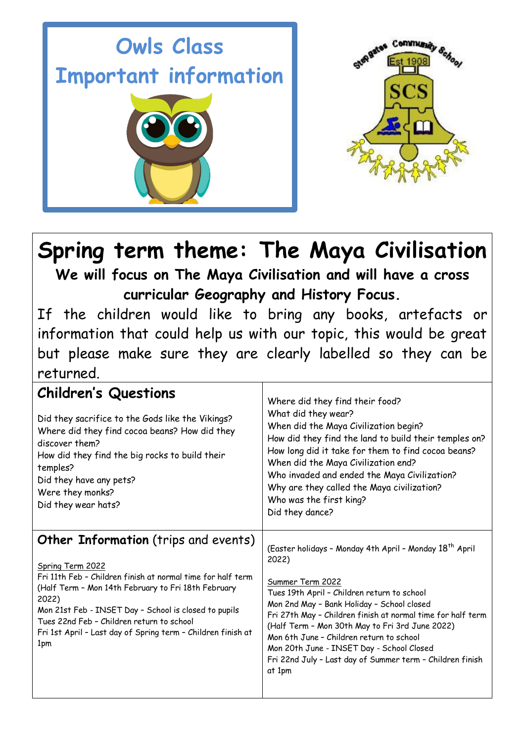# Owls Class
# Important information

Stepgates Community School
Est 1908
SCS

## Spring term theme: The Maya Civilisation

**We will focus on The Maya Civilisation and will have a cross curricular Geography and History Focus.**

If the children would like to bring any books, artefacts or information that could help us with our topic, this would be great but please make sure they are clearly labelled so they can be returned.

### Children's Questions

Did they sacrifice to the Gods like the Vikings?
Where did they find cocoa beans? How did they discover them?
How did they find the big rocks to build their temples?
Did they have any pets?
Were they monks?
Did they wear hats?
Where did they find their food?
What did they wear?
When did the Maya Civilization begin?
How did they find the land to build their temples on?
How long did it take for them to find cocoa beans?
When did the Maya Civilization end?
Who invaded and ended the Maya Civilization?
Why are they called the Maya civilization?
Who was the first king?
Did they dance?

### **Other Information** (trips and events)

Spring Term 2022
Fri 11th Feb – Children finish at normal time for half term
(Half Term – Mon 14th February to Fri 18th February 2022)
Mon 21st Feb - INSET Day – School is closed to pupils
Tues 22nd Feb – Children return to school
Fri 1st April – Last day of Spring term – Children finish at 1pm

(Easter holidays – Monday 4th April – Monday 18th April 2022)

Summer Term 2022
Tues 19th April – Children return to school
Mon 2nd May – Bank Holiday – School closed
Fri 27th May – Children finish at normal time for half term
(Half Term – Mon 30th May to Fri 3rd June 2022)
Mon 6th June – Children return to school
Mon 20th June - INSET Day - School Closed
Fri 22nd July – Last day of Summer term – Children finish at 1pm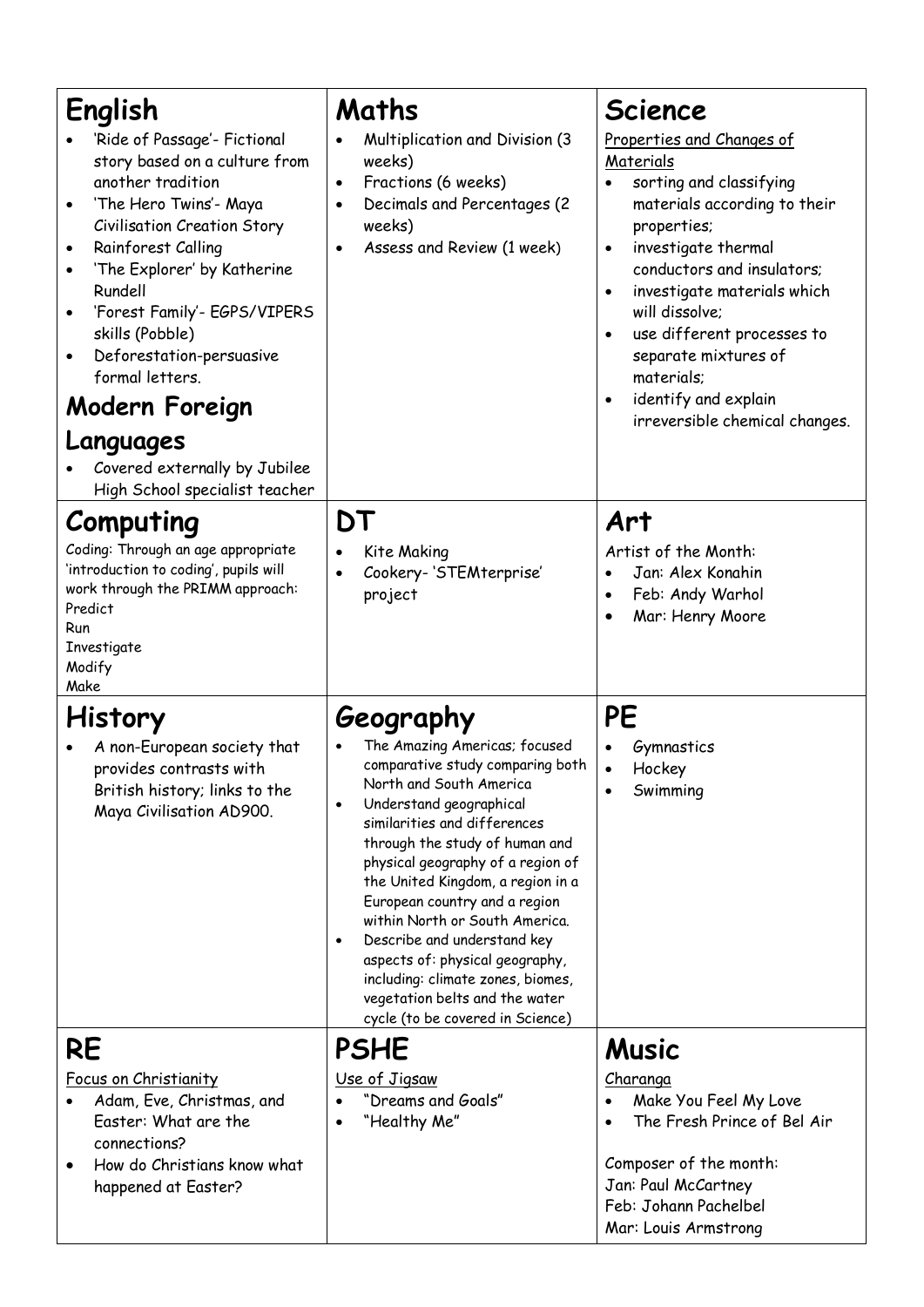## English

- 'Ride of Passage'- Fictional story based on a culture from another tradition
- 'The Hero Twins'- Maya Civilisation Creation Story
- Rainforest Calling
- 'The Explorer' by Katherine Rundell
- 'Forest Family'- EGPS/VIPERS skills (Pobble)
- Deforestation-persuasive formal letters.

## Modern Foreign Languages

- Covered externally by Jubilee High School specialist teacher

## Maths

- Multiplication and Division (3 weeks)
- Fractions (6 weeks)
- Decimals and Percentages (2 weeks)
- Assess and Review (1 week)

## Science

Properties and Changes of Materials

- sorting and classifying materials according to their properties;
- investigate thermal conductors and insulators;
- investigate materials which will dissolve;
- use different processes to separate mixtures of materials;
- identify and explain irreversible chemical changes.

## Computing

Coding: Through an age appropriate 'introduction to coding', pupils will work through the PRIMM approach:

Predict
Run
Investigate
Modify
Make

## DT

- Kite Making
- Cookery- 'STEMterprise' project

## Art

Artist of the Month:

- Jan: Alex Konahin
- Feb: Andy Warhol
- Mar: Henry Moore

## History

- A non-European society that provides contrasts with British history; links to the Maya Civilisation AD900.

## Geography

- The Amazing Americas; focused comparative study comparing both North and South America
- Understand geographical similarities and differences through the study of human and physical geography of a region of the United Kingdom, a region in a European country and a region within North or South America.
- Describe and understand key aspects of: physical geography, including: climate zones, biomes, vegetation belts and the water cycle (to be covered in Science)

## PE

- Gymnastics
- Hockey
- Swimming

## RE

Focus on Christianity

- Adam, Eve, Christmas, and Easter: What are the connections?
- How do Christians know what happened at Easter?

## PSHE

Use of Jigsaw

- "Dreams and Goals"
- "Healthy Me"

## Music

Charanga

- Make You Feel My Love
- The Fresh Prince of Bel Air

Composer of the month:
Jan: Paul McCartney
Feb: Johann Pachelbel
Mar: Louis Armstrong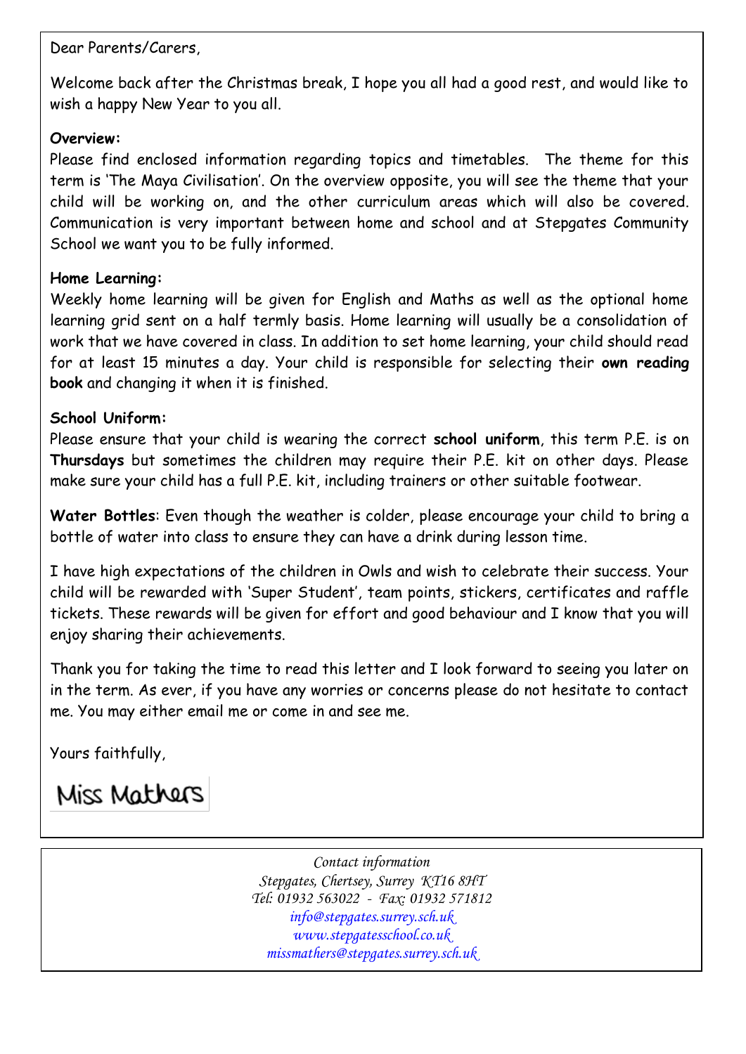Dear Parents/Carers,

Welcome back after the Christmas break, I hope you all had a good rest, and would like to wish a happy New Year to you all.

**Overview:**
Please find enclosed information regarding topics and timetables. The theme for this term is 'The Maya Civilisation'. On the overview opposite, you will see the theme that your child will be working on, and the other curriculum areas which will also be covered. Communication is very important between home and school and at Stepgates Community School we want you to be fully informed.

**Home Learning:**
Weekly home learning will be given for English and Maths as well as the optional home learning grid sent on a half termly basis. Home learning will usually be a consolidation of work that we have covered in class. In addition to set home learning, your child should read for at least 15 minutes a day. Your child is responsible for selecting their **own reading book** and changing it when it is finished.

**School Uniform:**
Please ensure that your child is wearing the correct **school uniform**, this term P.E. is on **Thursdays** but sometimes the children may require their P.E. kit on other days. Please make sure your child has a full P.E. kit, including trainers or other suitable footwear.

**Water Bottles**: Even though the weather is colder, please encourage your child to bring a bottle of water into class to ensure they can have a drink during lesson time.

I have high expectations of the children in Owls and wish to celebrate their success. Your child will be rewarded with 'Super Student', team points, stickers, certificates and raffle tickets. These rewards will be given for effort and good behaviour and I know that you will enjoy sharing their achievements.

Thank you for taking the time to read this letter and I look forward to seeing you later on in the term. As ever, if you have any worries or concerns please do not hesitate to contact me. You may either email me or come in and see me.

Yours faithfully,

Miss Mathers

*Contact information*
*Stepgates, Chertsey, Surrey KT16 8HT*
*Tel: 01932 563022 - Fax: 01932 571812*
*info@stepgates.surrey.sch.uk*
*www.stepgatesschool.co.uk*
*missmathers@stepgates.surrey.sch.uk*